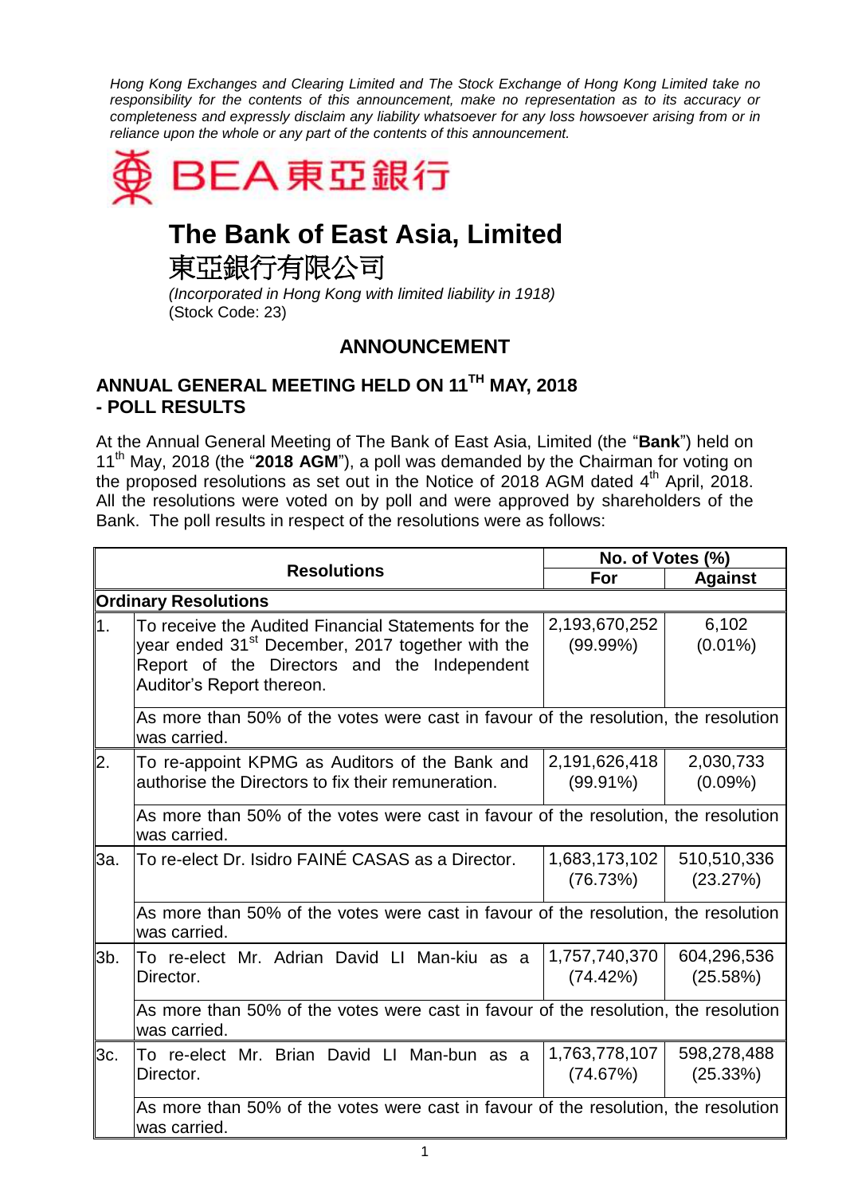*Hong Kong Exchanges and Clearing Limited and The Stock Exchange of Hong Kong Limited take no responsibility for the contents of this announcement, make no representation as to its accuracy or completeness and expressly disclaim any liability whatsoever for any loss howsoever arising from or in reliance upon the whole or any part of the contents of this announcement.*

BEA 東亞銀行

# The Bank of East Asia, Limited

# 東亞銀行有限公司

*(Incorporated in Hong Kong with limited liability in 1918)*
(Stock Code: 23)

## ANNOUNCEMENT

## ANNUAL GENERAL MEETING HELD ON 11TH MAY, 2018 - POLL RESULTS

At the Annual General Meeting of The Bank of East Asia, Limited (the "**Bank**") held on 11th May, 2018 (the "**2018 AGM**"), a poll was demanded by the Chairman for voting on the proposed resolutions as set out in the Notice of 2018 AGM dated 4th April, 2018. All the resolutions were voted on by poll and were approved by shareholders of the Bank. The poll results in respect of the resolutions were as follows:

| | Resolutions | No. of Votes (%) | |
|---|---|---|---|
| | | **For** | **Against** |
| **Ordinary Resolutions** | | | |
| 1. | To receive the Audited Financial Statements for the year ended 31st December, 2017 together with the Report of the Directors and the Independent Auditor's Report thereon. | 2,193,670,252 (99.99%) | 6,102 (0.01%) |
| | As more than 50% of the votes were cast in favour of the resolution, the resolution was carried. | | |
| 2. | To re-appoint KPMG as Auditors of the Bank and authorise the Directors to fix their remuneration. | 2,191,626,418 (99.91%) | 2,030,733 (0.09%) |
| | As more than 50% of the votes were cast in favour of the resolution, the resolution was carried. | | |
| 3a. | To re-elect Dr. Isidro FAINÉ CASAS as a Director. | 1,683,173,102 (76.73%) | 510,510,336 (23.27%) |
| | As more than 50% of the votes were cast in favour of the resolution, the resolution was carried. | | |
| 3b. | To re-elect Mr. Adrian David LI Man-kiu as a Director. | 1,757,740,370 (74.42%) | 604,296,536 (25.58%) |
| | As more than 50% of the votes were cast in favour of the resolution, the resolution was carried. | | |
| 3c. | To re-elect Mr. Brian David LI Man-bun as a Director. | 1,763,778,107 (74.67%) | 598,278,488 (25.33%) |
| | As more than 50% of the votes were cast in favour of the resolution, the resolution was carried. | | |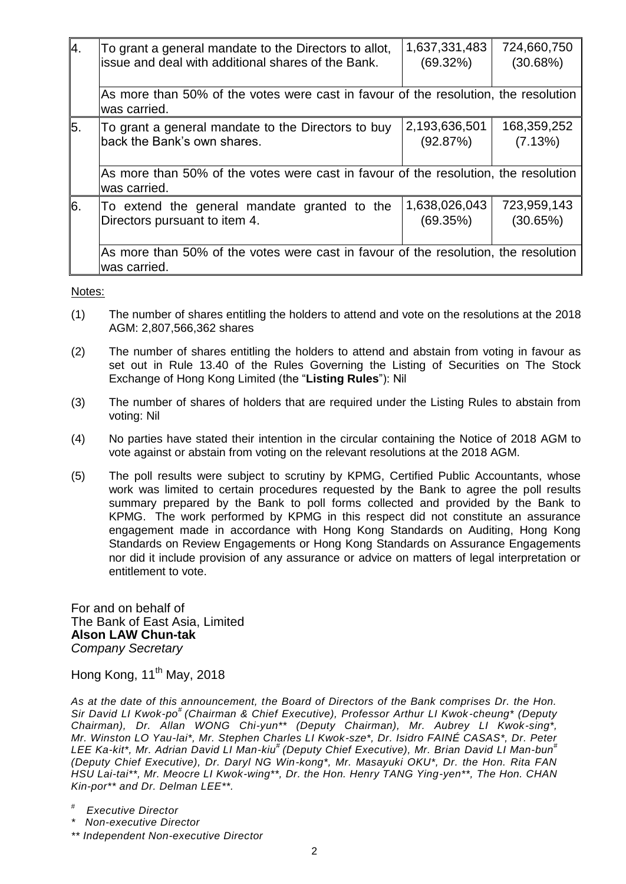| | | | |
|---|---|---|---|
| 4. | To grant a general mandate to the Directors to allot, issue and deal with additional shares of the Bank. | 1,637,331,483 (69.32%) | 724,660,750 (30.68%) |
| | As more than 50% of the votes were cast in favour of the resolution, the resolution was carried. | | |
| 5. | To grant a general mandate to the Directors to buy back the Bank's own shares. | 2,193,636,501 (92.87%) | 168,359,252 (7.13%) |
| | As more than 50% of the votes were cast in favour of the resolution, the resolution was carried. | | |
| 6. | To extend the general mandate granted to the Directors pursuant to item 4. | 1,638,026,043 (69.35%) | 723,959,143 (30.65%) |
| | As more than 50% of the votes were cast in favour of the resolution, the resolution was carried. | | |

Notes:

(1) The number of shares entitling the holders to attend and vote on the resolutions at the 2018 AGM: 2,807,566,362 shares

(2) The number of shares entitling the holders to attend and abstain from voting in favour as set out in Rule 13.40 of the Rules Governing the Listing of Securities on The Stock Exchange of Hong Kong Limited (the "**Listing Rules**"): Nil

(3) The number of shares of holders that are required under the Listing Rules to abstain from voting: Nil

(4) No parties have stated their intention in the circular containing the Notice of 2018 AGM to vote against or abstain from voting on the relevant resolutions at the 2018 AGM.

(5) The poll results were subject to scrutiny by KPMG, Certified Public Accountants, whose work was limited to certain procedures requested by the Bank to agree the poll results summary prepared by the Bank to poll forms collected and provided by the Bank to KPMG. The work performed by KPMG in this respect did not constitute an assurance engagement made in accordance with Hong Kong Standards on Auditing, Hong Kong Standards on Review Engagements or Hong Kong Standards on Assurance Engagements nor did it include provision of any assurance or advice on matters of legal interpretation or entitlement to vote.

For and on behalf of
The Bank of East Asia, Limited
**Alson LAW Chun-tak**
*Company Secretary*

Hong Kong, 11th May, 2018

*As at the date of this announcement, the Board of Directors of the Bank comprises Dr. the Hon. Sir David LI Kwok-po# (Chairman & Chief Executive), Professor Arthur LI Kwok-cheung* (Deputy Chairman), Dr. Allan WONG Chi-yun** (Deputy Chairman), Mr. Aubrey LI Kwok-sing*, Mr. Winston LO Yau-lai*, Mr. Stephen Charles LI Kwok-sze*, Dr. Isidro FAINÉ CASAS*, Dr. Peter LEE Ka-kit*, Mr. Adrian David LI Man-kiu# (Deputy Chief Executive), Mr. Brian David LI Man-bun# (Deputy Chief Executive), Dr. Daryl NG Win-kong*, Mr. Masayuki OKU*, Dr. the Hon. Rita FAN HSU Lai-tai**, Mr. Meocre LI Kwok-wing**, Dr. the Hon. Henry TANG Ying-yen**, The Hon. CHAN Kin-por** and Dr. Delman LEE**.*

*# Executive Director*
** Non-executive Director*
*** Independent Non-executive Director*